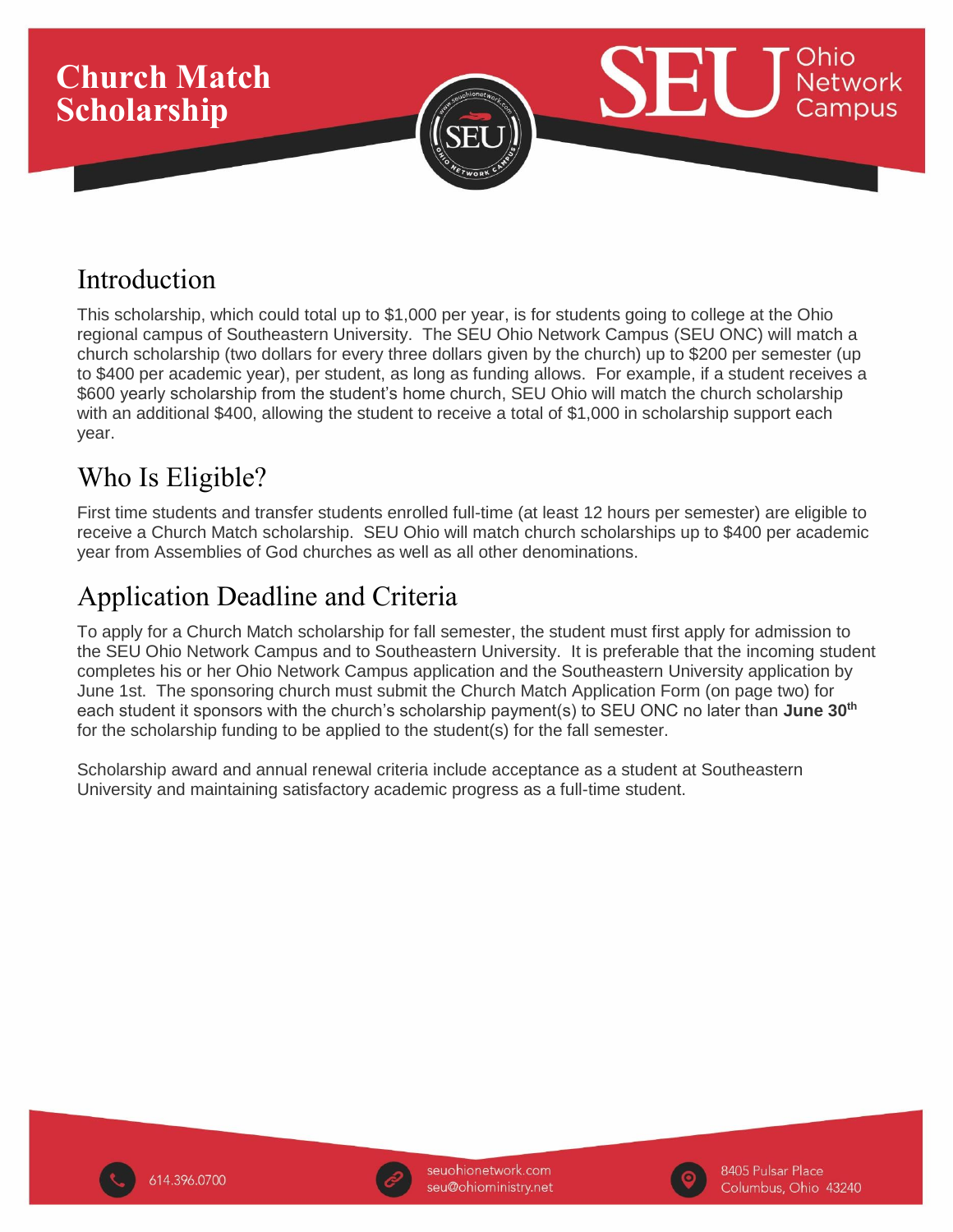# Church Match Scholarship

SEU Ohio Network Campus

## Introduction

This scholarship, which could total up to $1,000 per year, is for students going to college at the Ohio regional campus of Southeastern University. The SEU Ohio Network Campus (SEU ONC) will match a church scholarship (two dollars for every three dollars given by the church) up to $200 per semester (up to $400 per academic year), per student, as long as funding allows. For example, if a student receives a $600 yearly scholarship from the student's home church, SEU Ohio will match the church scholarship with an additional $400, allowing the student to receive a total of $1,000 in scholarship support each year.

## Who Is Eligible?

First time students and transfer students enrolled full-time (at least 12 hours per semester) are eligible to receive a Church Match scholarship. SEU Ohio will match church scholarships up to $400 per academic year from Assemblies of God churches as well as all other denominations.

## Application Deadline and Criteria

To apply for a Church Match scholarship for fall semester, the student must first apply for admission to the SEU Ohio Network Campus and to Southeastern University. It is preferable that the incoming student completes his or her Ohio Network Campus application and the Southeastern University application by June 1st. The sponsoring church must submit the Church Match Application Form (on page two) for each student it sponsors with the church's scholarship payment(s) to SEU ONC no later than **June 30th** for the scholarship funding to be applied to the student(s) for the fall semester.

Scholarship award and annual renewal criteria include acceptance as a student at Southeastern University and maintaining satisfactory academic progress as a full-time student.

614.396.0700

seuohionetwork.com
seu@ohioministry.net

8405 Pulsar Place
Columbus, Ohio 43240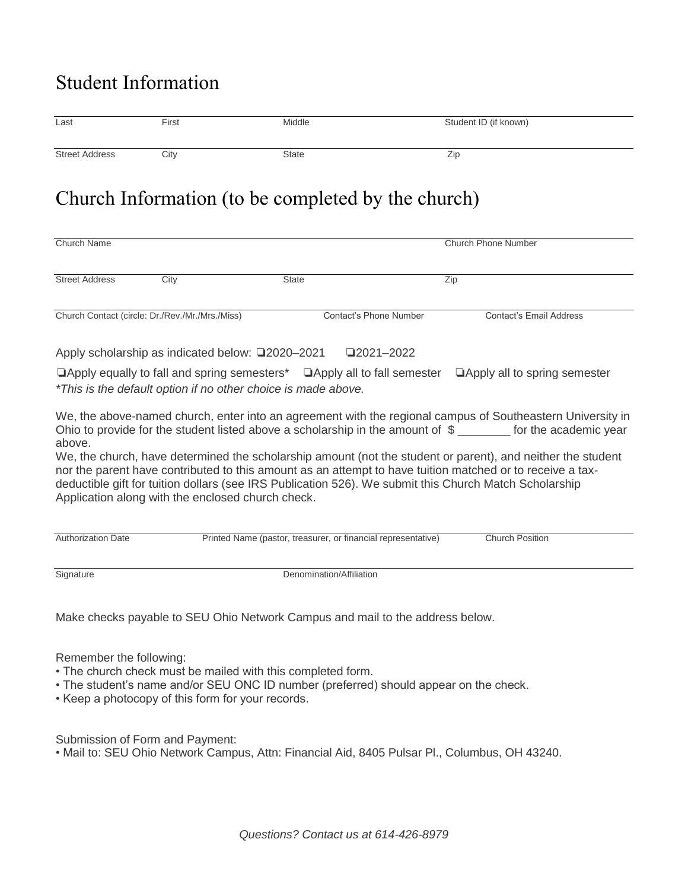# Student Information

Last | First | Middle | Student ID (if known)

Street Address | City | State | Zip

# Church Information (to be completed by the church)

Church Name | Church Phone Number

Street Address | City | State | Zip

Church Contact (circle: Dr./Rev./Mr./Mrs./Miss) | Contact's Phone Number | Contact's Email Address

Apply scholarship as indicated below: ❏2020–2021 ❏2021–2022

❏Apply equally to fall and spring semesters* ❏Apply all to fall semester ❏Apply all to spring semester

*This is the default option if no other choice is made above.*

We, the above-named church, enter into an agreement with the regional campus of Southeastern University in Ohio to provide for the student listed above a scholarship in the amount of $ ________ for the academic year above.

We, the church, have determined the scholarship amount (not the student or parent), and neither the student nor the parent have contributed to this amount as an attempt to have tuition matched or to receive a tax-deductible gift for tuition dollars (see IRS Publication 526). We submit this Church Match Scholarship Application along with the enclosed church check.

Authorization Date | Printed Name (pastor, treasurer, or financial representative) | Church Position

Signature | Denomination/Affiliation

Make checks payable to SEU Ohio Network Campus and mail to the address below.

Remember the following:

- The church check must be mailed with this completed form.
- The student's name and/or SEU ONC ID number (preferred) should appear on the check.
- Keep a photocopy of this form for your records.

Submission of Form and Payment:

- Mail to: SEU Ohio Network Campus, Attn: Financial Aid, 8405 Pulsar Pl., Columbus, OH 43240.

*Questions? Contact us at 614-426-8979*